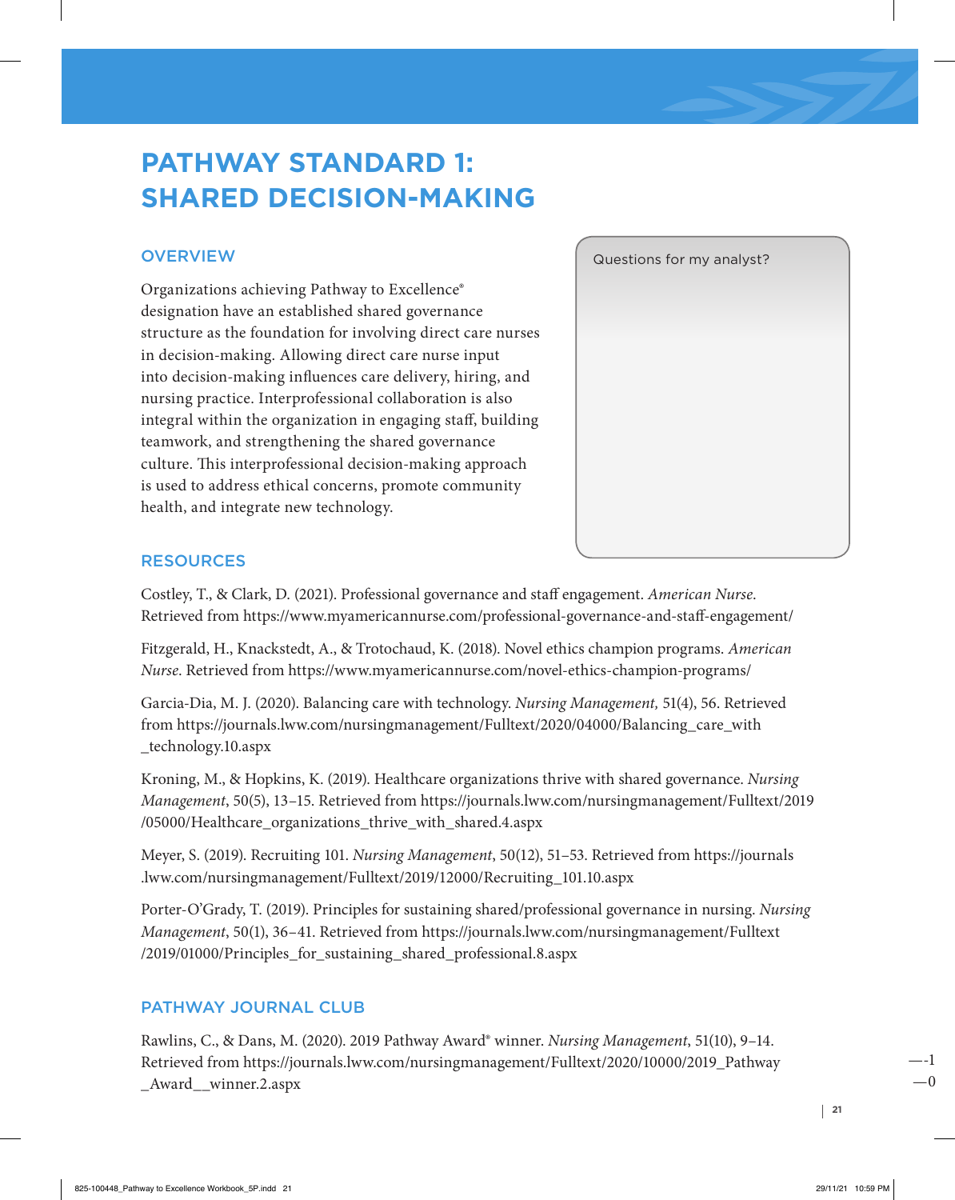# PATHWAY STANDARD 1: SHARED DECISION-MAKING

## OVERVIEW

Organizations achieving Pathway to Excellence® designation have an established shared governance structure as the foundation for involving direct care nurses in decision-making. Allowing direct care nurse input into decision-making influences care delivery, hiring, and nursing practice. Interprofessional collaboration is also integral within the organization in engaging staff, building teamwork, and strengthening the shared governance culture. This interprofessional decision-making approach is used to address ethical concerns, promote community health, and integrate new technology.

Questions for my analyst?

## RESOURCES

Costley, T., & Clark, D. (2021). Professional governance and staff engagement. *American Nurse*. Retrieved from https://www.myamericannurse.com/professional-governance-and-staff-engagement/

Fitzgerald, H., Knackstedt, A., & Trotochaud, K. (2018). Novel ethics champion programs. *American Nurse*. Retrieved from https://www.myamericannurse.com/novel-ethics-champion-programs/

Garcia-Dia, M. J. (2020). Balancing care with technology. *Nursing Management,* 51(4), 56. Retrieved from https://journals.lww.com/nursingmanagement/Fulltext/2020/04000/Balancing_care_with_technology.10.aspx

Kroning, M., & Hopkins, K. (2019). Healthcare organizations thrive with shared governance. *Nursing Management*, 50(5), 13–15. Retrieved from https://journals.lww.com/nursingmanagement/Fulltext/2019/05000/Healthcare_organizations_thrive_with_shared.4.aspx

Meyer, S. (2019). Recruiting 101. *Nursing Management*, 50(12), 51–53. Retrieved from https://journals.lww.com/nursingmanagement/Fulltext/2019/12000/Recruiting_101.10.aspx

Porter-O'Grady, T. (2019). Principles for sustaining shared/professional governance in nursing. *Nursing Management*, 50(1), 36–41. Retrieved from https://journals.lww.com/nursingmanagement/Fulltext/2019/01000/Principles_for_sustaining_shared_professional.8.aspx

## PATHWAY JOURNAL CLUB

Rawlins, C., & Dans, M. (2020). 2019 Pathway Award® winner. *Nursing Management*, 51(10), 9–14. Retrieved from https://journals.lww.com/nursingmanagement/Fulltext/2020/10000/2019_Pathway_Award__winner.2.aspx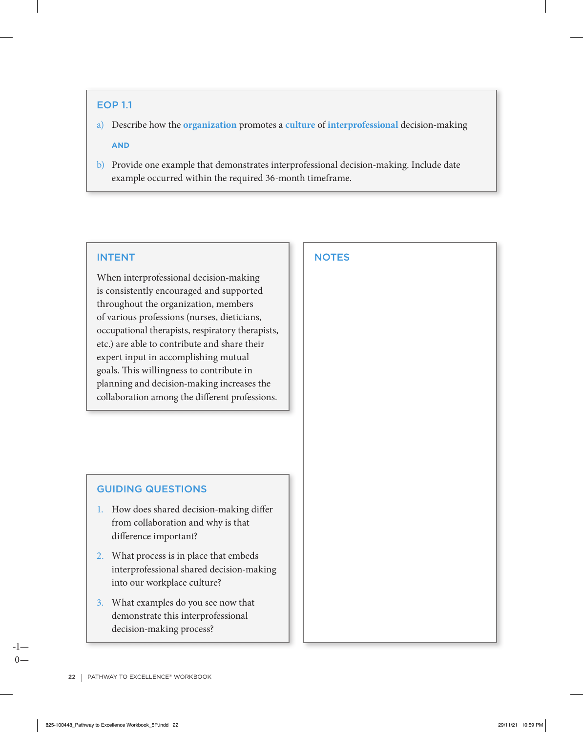## EOP 1.1

a) Describe how the **organization** promotes a **culture** of **interprofessional** decision-making

**AND**

b) Provide one example that demonstrates interprofessional decision-making. Include date example occurred within the required 36-month timeframe.

## INTENT

When interprofessional decision-making is consistently encouraged and supported throughout the organization, members of various professions (nurses, dieticians, occupational therapists, respiratory therapists, etc.) are able to contribute and share their expert input in accomplishing mutual goals. This willingness to contribute in planning and decision-making increases the collaboration among the different professions.

## GUIDING QUESTIONS

1. How does shared decision-making differ from collaboration and why is that difference important?
2. What process is in place that embeds interprofessional shared decision-making into our workplace culture?
3. What examples do you see now that demonstrate this interprofessional decision-making process?

## NOTES